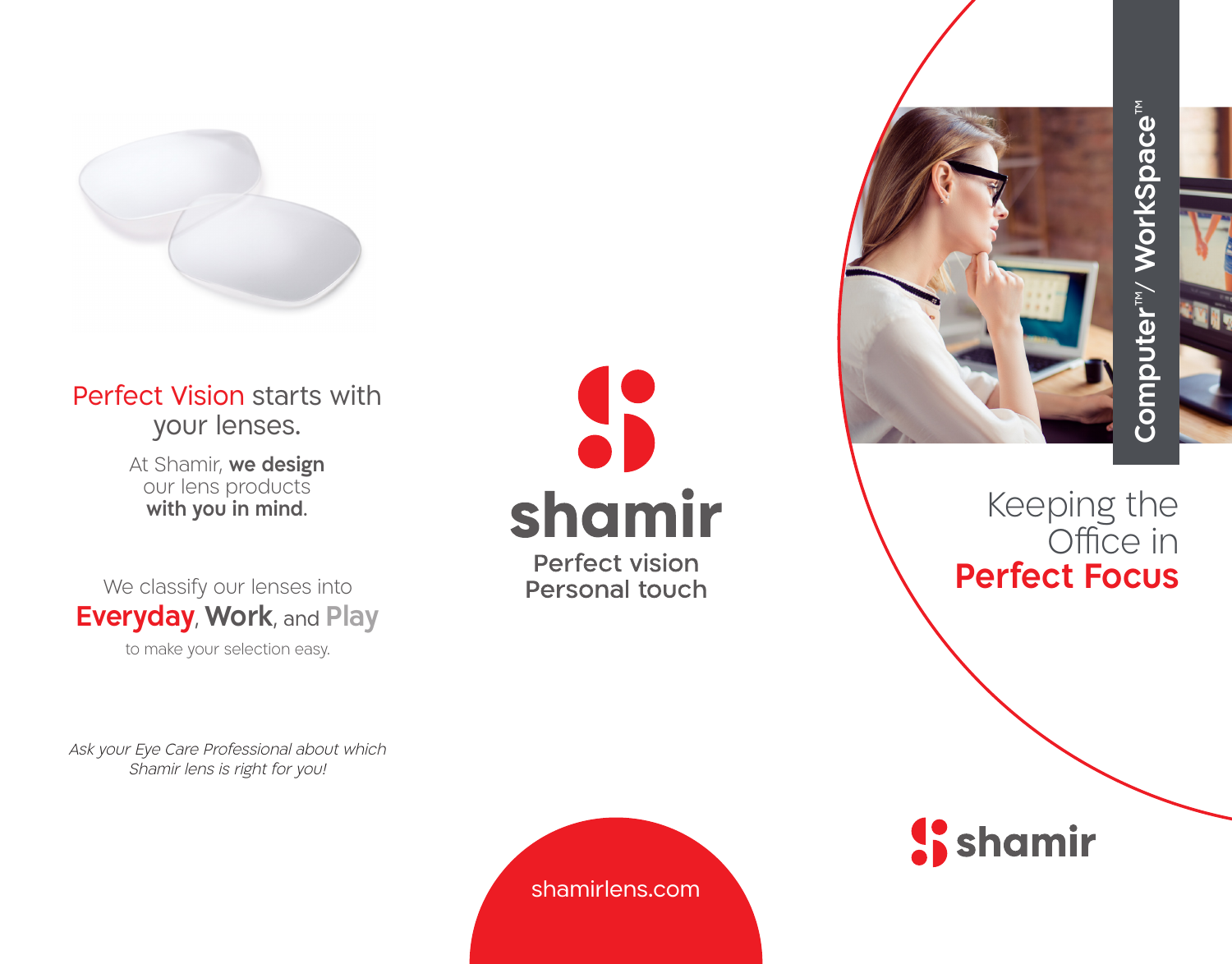Perfect Vision starts with your lenses.

At Shamir, **we design** our lens products **with you in mind**.

We classify our lenses into **Everyday**, **Work**, and **Play** to make your selection easy.

*Ask your Eye Care Professional about which Shamir lens is right for you!*

**shamir**

Perfect vision
Personal touch

shamirlens.com

# Computer™/ WorkSpace™

## Keeping the Office in **Perfect Focus**

**shamir**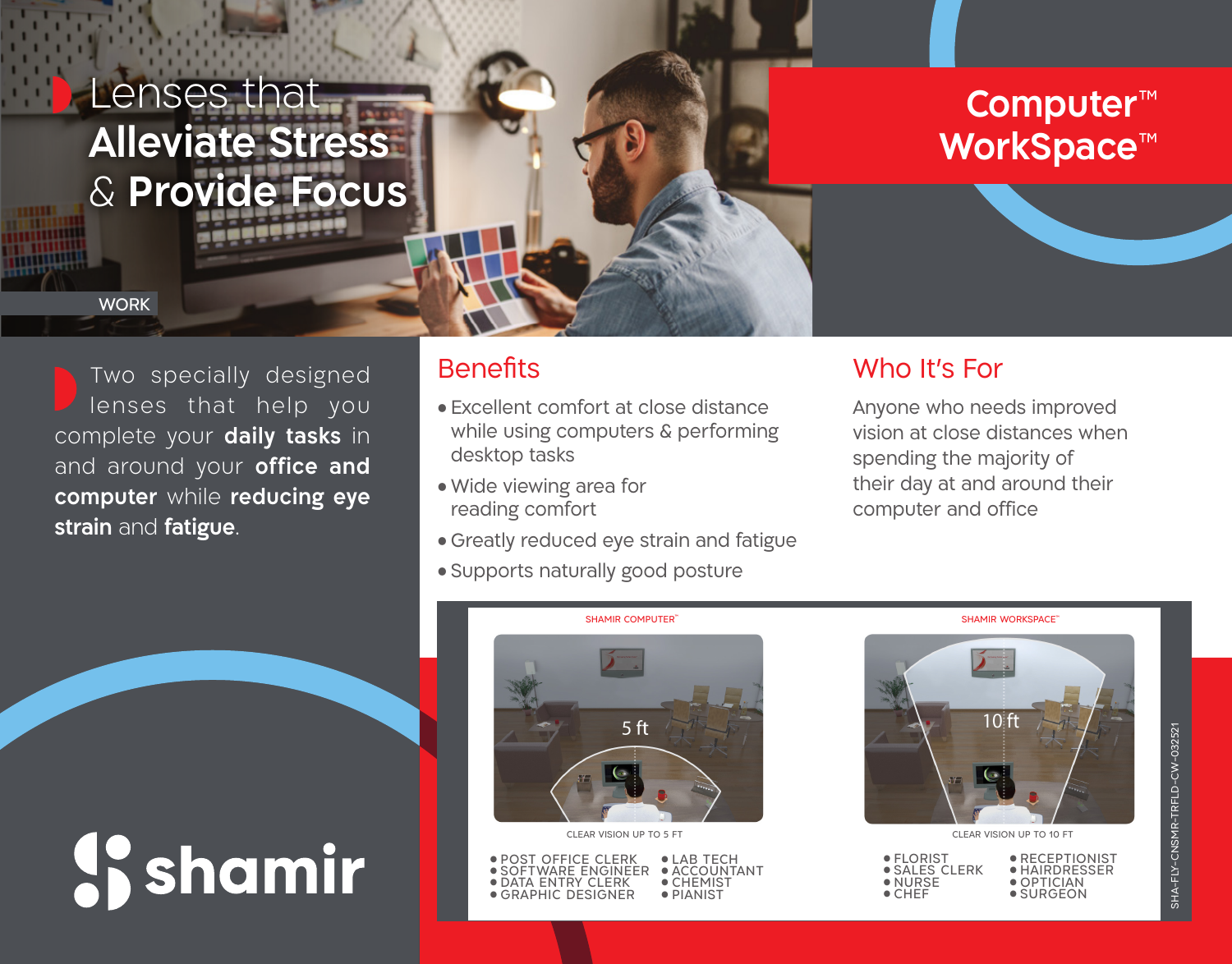# Lenses that **Alleviate Stress** & **Provide Focus**

WORK

## Computer™ WorkSpace™

Two specially designed lenses that help you complete your **daily tasks** in and around your **office and computer** while **reducing eye strain** and **fatigue**.

## Benefits

- Excellent comfort at close distance while using computers & performing desktop tasks
- Wide viewing area for reading comfort
- Greatly reduced eye strain and fatigue
- Supports naturally good posture

## Who It's For

Anyone who needs improved vision at close distances when spending the majority of their day at and around their computer and office

### SHAMIR COMPUTER™

5 ft

CLEAR VISION UP TO 5 FT

- POST OFFICE CLERK
- SOFTWARE ENGINEER
- DATA ENTRY CLERK
- GRAPHIC DESIGNER
- LAB TECH
- ACCOUNTANT
- CHEMIST
- PIANIST

### SHAMIR WORKSPACE™

10 ft

CLEAR VISION UP TO 10 FT

- FLORIST
- SALES CLERK
- NURSE
- CHEF
- RECEPTIONIST
- HAIRDRESSER
- OPTICIAN
- SURGEON

SHA-FLY-CNSMR-TRFLD-CW-032521

shamir